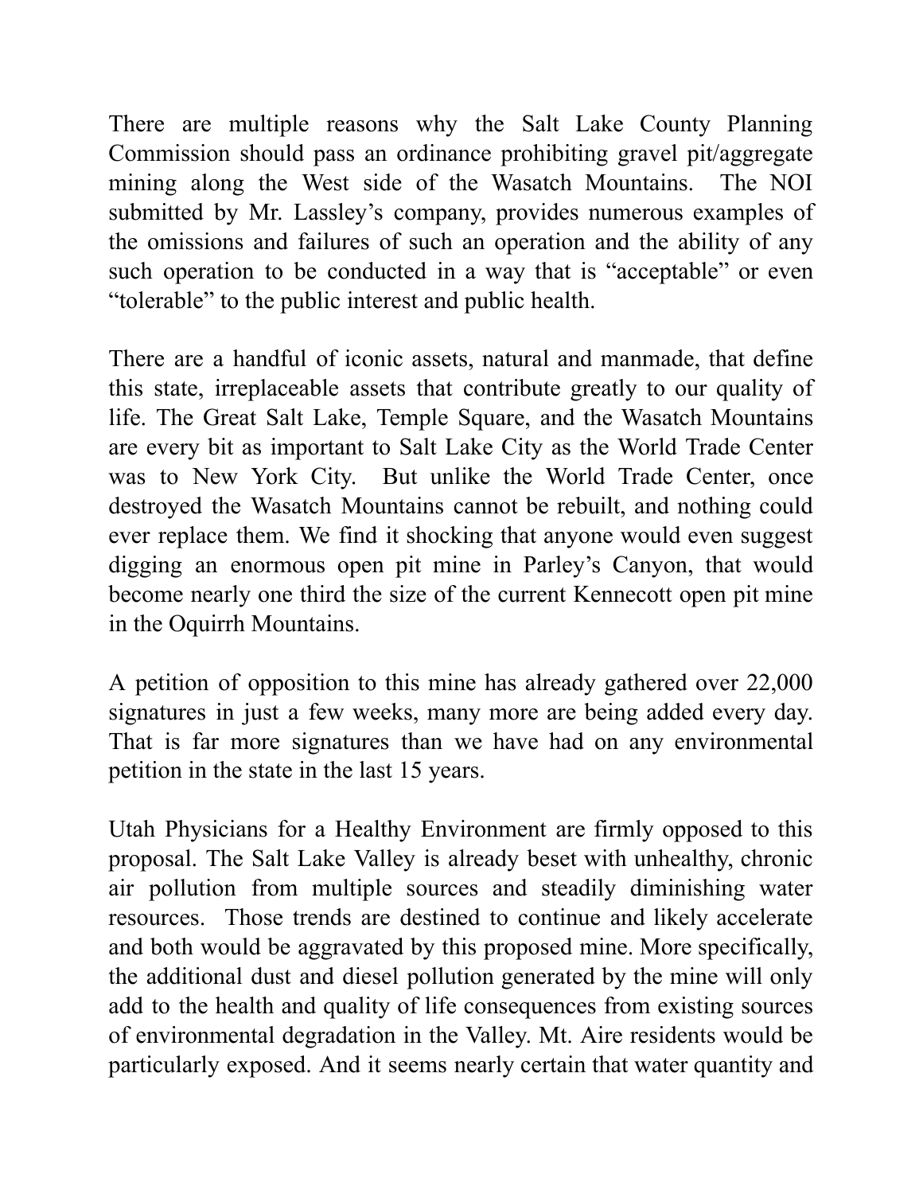There are multiple reasons why the Salt Lake County Planning Commission should pass an ordinance prohibiting gravel pit/aggregate mining along the West side of the Wasatch Mountains. The NOI submitted by Mr. Lassley's company, provides numerous examples of the omissions and failures of such an operation and the ability of any such operation to be conducted in a way that is "acceptable" or even "tolerable" to the public interest and public health.

There are a handful of iconic assets, natural and manmade, that define this state, irreplaceable assets that contribute greatly to our quality of life. The Great Salt Lake, Temple Square, and the Wasatch Mountains are every bit as important to Salt Lake City as the World Trade Center was to New York City. But unlike the World Trade Center, once destroyed the Wasatch Mountains cannot be rebuilt, and nothing could ever replace them. We find it shocking that anyone would even suggest digging an enormous open pit mine in Parley's Canyon, that would become nearly one third the size of the current Kennecott open pit mine in the Oquirrh Mountains.

A petition of opposition to this mine has already gathered over 22,000 signatures in just a few weeks, many more are being added every day. That is far more signatures than we have had on any environmental petition in the state in the last 15 years.

Utah Physicians for a Healthy Environment are firmly opposed to this proposal. The Salt Lake Valley is already beset with unhealthy, chronic air pollution from multiple sources and steadily diminishing water resources. Those trends are destined to continue and likely accelerate and both would be aggravated by this proposed mine. More specifically, the additional dust and diesel pollution generated by the mine will only add to the health and quality of life consequences from existing sources of environmental degradation in the Valley. Mt. Aire residents would be particularly exposed. And it seems nearly certain that water quantity and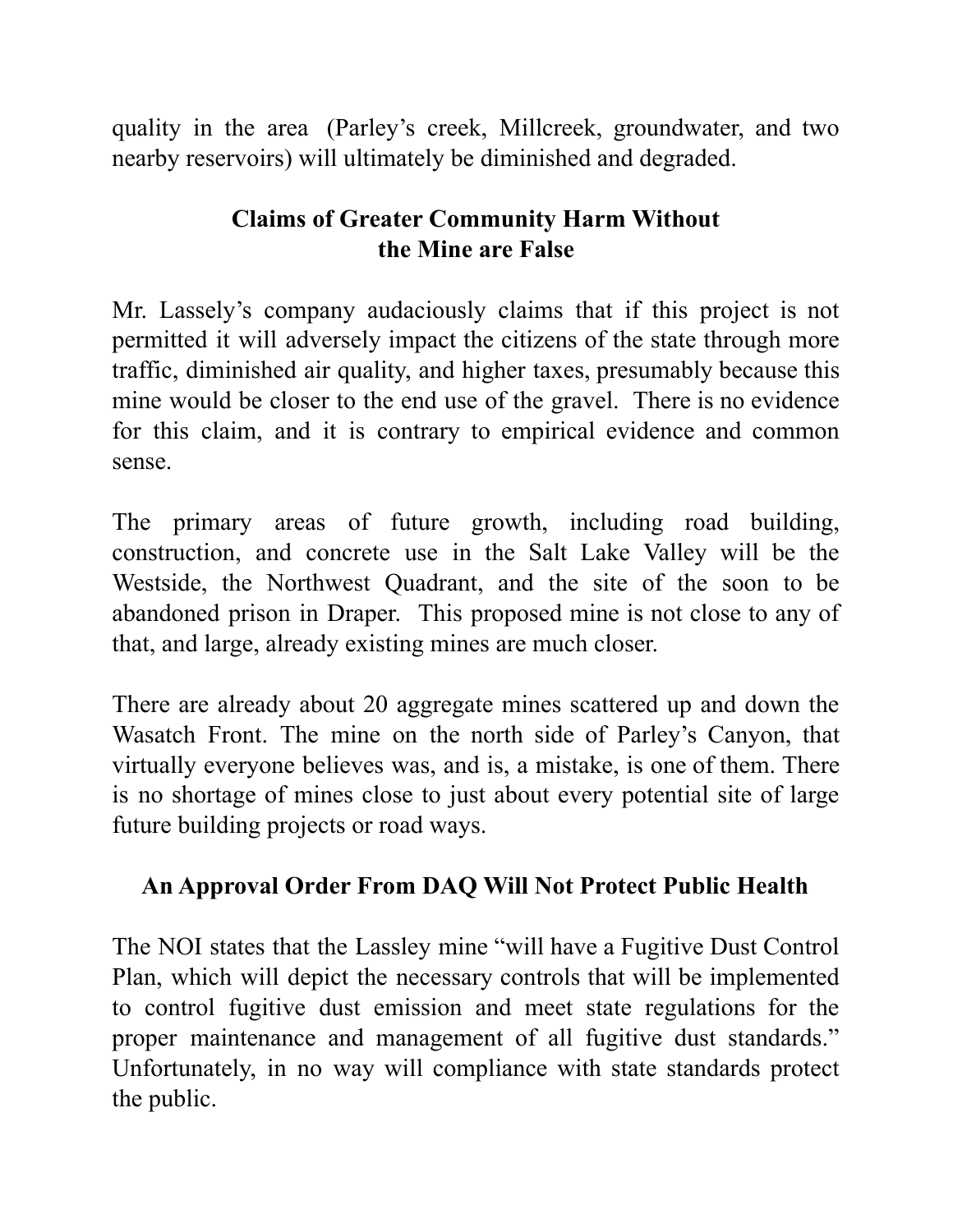quality in the area (Parley's creek, Millcreek, groundwater, and two nearby reservoirs) will ultimately be diminished and degraded.

## Claims of Greater Community Harm Without the Mine are False

Mr. Lassely's company audaciously claims that if this project is not permitted it will adversely impact the citizens of the state through more traffic, diminished air quality, and higher taxes, presumably because this mine would be closer to the end use of the gravel. There is no evidence for this claim, and it is contrary to empirical evidence and common sense.

The primary areas of future growth, including road building, construction, and concrete use in the Salt Lake Valley will be the Westside, the Northwest Quadrant, and the site of the soon to be abandoned prison in Draper. This proposed mine is not close to any of that, and large, already existing mines are much closer.

There are already about 20 aggregate mines scattered up and down the Wasatch Front. The mine on the north side of Parley's Canyon, that virtually everyone believes was, and is, a mistake, is one of them. There is no shortage of mines close to just about every potential site of large future building projects or road ways.

## An Approval Order From DAQ Will Not Protect Public Health

The NOI states that the Lassley mine "will have a Fugitive Dust Control Plan, which will depict the necessary controls that will be implemented to control fugitive dust emission and meet state regulations for the proper maintenance and management of all fugitive dust standards." Unfortunately, in no way will compliance with state standards protect the public.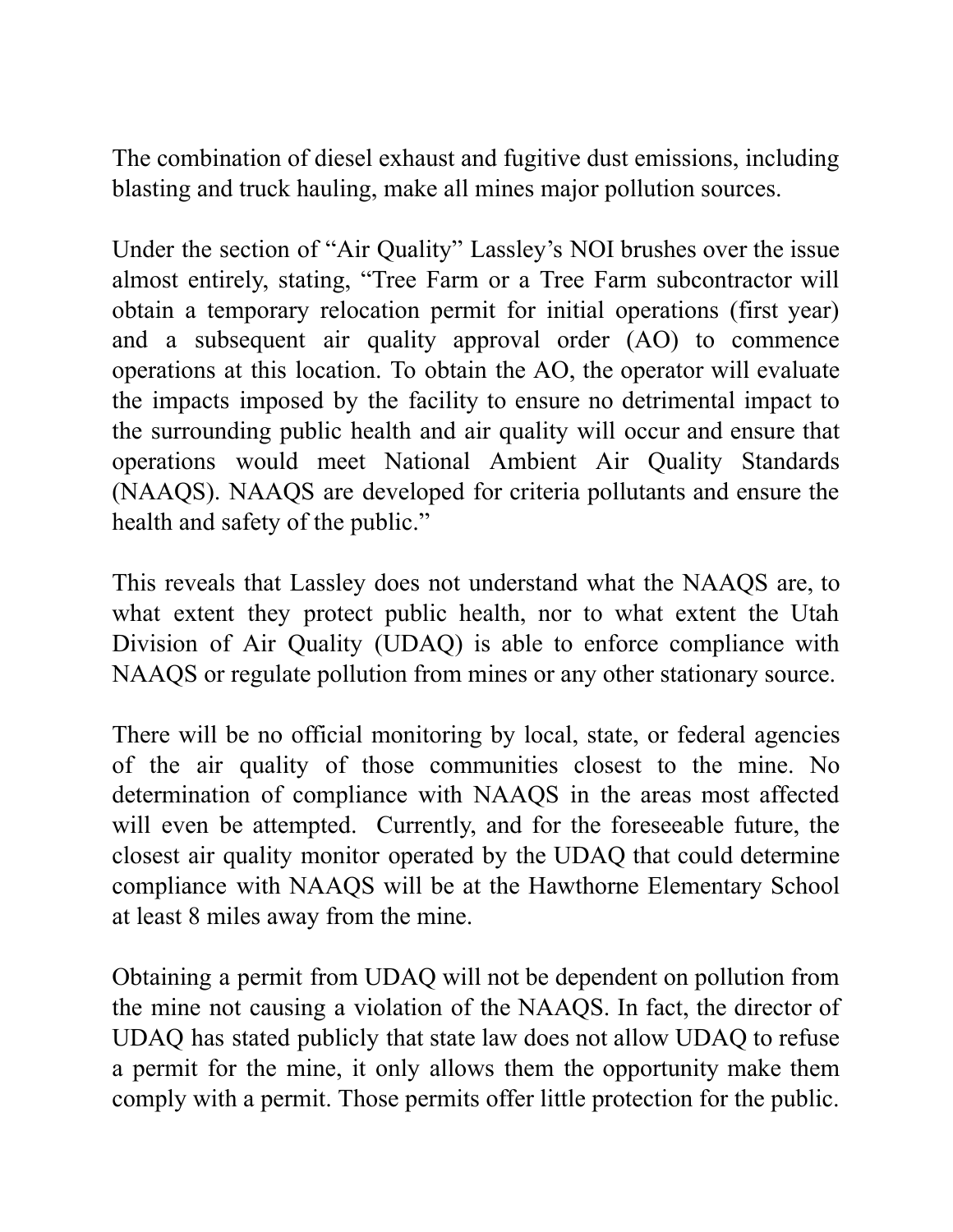The combination of diesel exhaust and fugitive dust emissions, including blasting and truck hauling, make all mines major pollution sources.

Under the section of "Air Quality" Lassley's NOI brushes over the issue almost entirely, stating, "Tree Farm or a Tree Farm subcontractor will obtain a temporary relocation permit for initial operations (first year) and a subsequent air quality approval order (AO) to commence operations at this location. To obtain the AO, the operator will evaluate the impacts imposed by the facility to ensure no detrimental impact to the surrounding public health and air quality will occur and ensure that operations would meet National Ambient Air Quality Standards (NAAQS). NAAQS are developed for criteria pollutants and ensure the health and safety of the public."

This reveals that Lassley does not understand what the NAAQS are, to what extent they protect public health, nor to what extent the Utah Division of Air Quality (UDAQ) is able to enforce compliance with NAAQS or regulate pollution from mines or any other stationary source.

There will be no official monitoring by local, state, or federal agencies of the air quality of those communities closest to the mine. No determination of compliance with NAAQS in the areas most affected will even be attempted. Currently, and for the foreseeable future, the closest air quality monitor operated by the UDAQ that could determine compliance with NAAQS will be at the Hawthorne Elementary School at least 8 miles away from the mine.

Obtaining a permit from UDAQ will not be dependent on pollution from the mine not causing a violation of the NAAQS. In fact, the director of UDAQ has stated publicly that state law does not allow UDAQ to refuse a permit for the mine, it only allows them the opportunity make them comply with a permit. Those permits offer little protection for the public.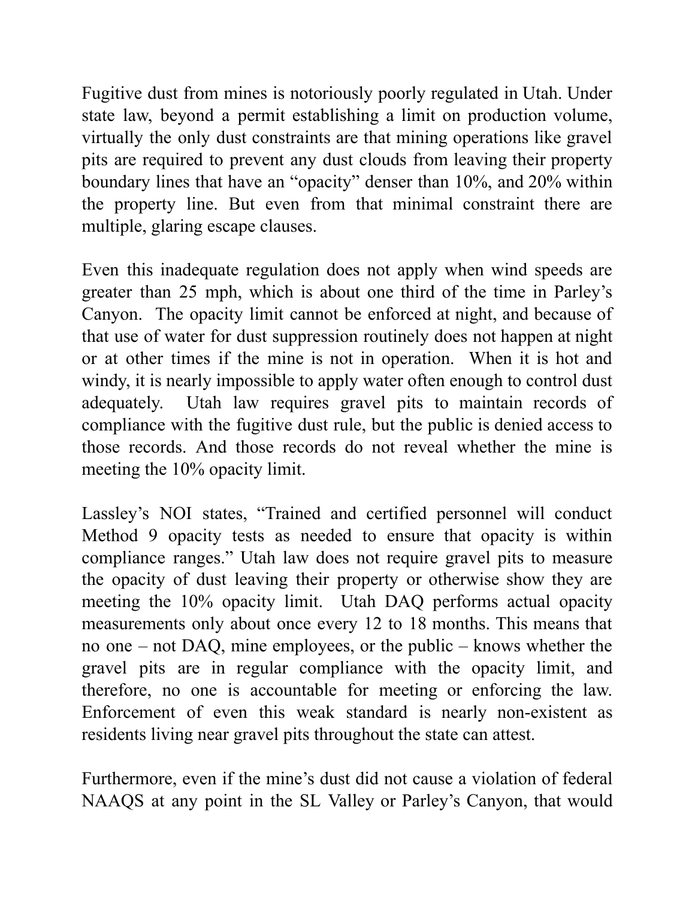Fugitive dust from mines is notoriously poorly regulated in Utah. Under state law, beyond a permit establishing a limit on production volume, virtually the only dust constraints are that mining operations like gravel pits are required to prevent any dust clouds from leaving their property boundary lines that have an "opacity" denser than 10%, and 20% within the property line. But even from that minimal constraint there are multiple, glaring escape clauses.

Even this inadequate regulation does not apply when wind speeds are greater than 25 mph, which is about one third of the time in Parley's Canyon. The opacity limit cannot be enforced at night, and because of that use of water for dust suppression routinely does not happen at night or at other times if the mine is not in operation. When it is hot and windy, it is nearly impossible to apply water often enough to control dust adequately. Utah law requires gravel pits to maintain records of compliance with the fugitive dust rule, but the public is denied access to those records. And those records do not reveal whether the mine is meeting the 10% opacity limit.

Lassley's NOI states, "Trained and certified personnel will conduct Method 9 opacity tests as needed to ensure that opacity is within compliance ranges." Utah law does not require gravel pits to measure the opacity of dust leaving their property or otherwise show they are meeting the 10% opacity limit. Utah DAQ performs actual opacity measurements only about once every 12 to 18 months. This means that no one – not DAQ, mine employees, or the public – knows whether the gravel pits are in regular compliance with the opacity limit, and therefore, no one is accountable for meeting or enforcing the law. Enforcement of even this weak standard is nearly non-existent as residents living near gravel pits throughout the state can attest.

Furthermore, even if the mine's dust did not cause a violation of federal NAAQS at any point in the SL Valley or Parley's Canyon, that would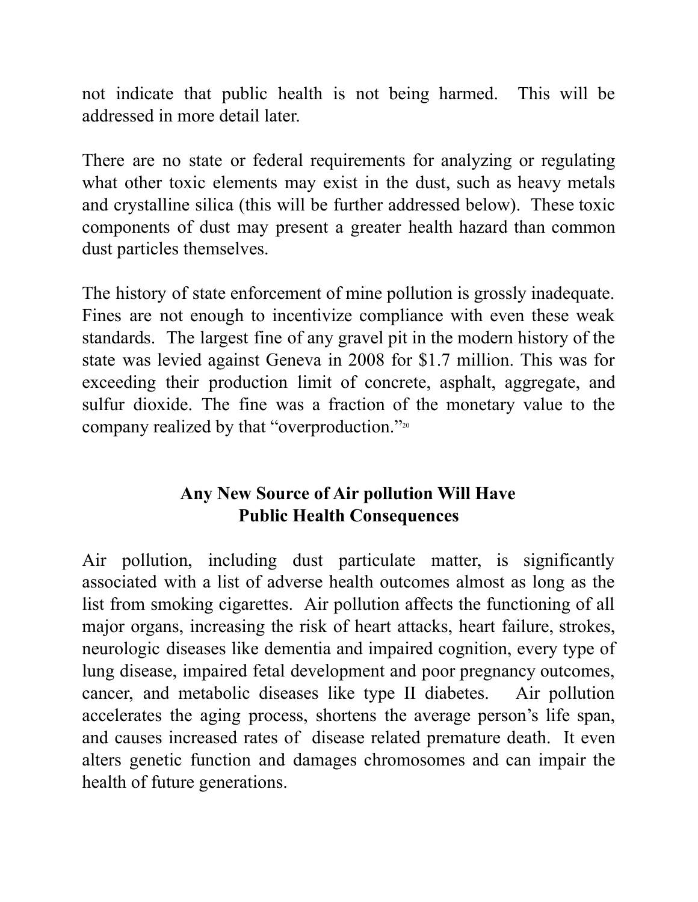not indicate that public health is not being harmed. This will be addressed in more detail later.

There are no state or federal requirements for analyzing or regulating what other toxic elements may exist in the dust, such as heavy metals and crystalline silica (this will be further addressed below). These toxic components of dust may present a greater health hazard than common dust particles themselves.

The history of state enforcement of mine pollution is grossly inadequate. Fines are not enough to incentivize compliance with even these weak standards. The largest fine of any gravel pit in the modern history of the state was levied against Geneva in 2008 for $1.7 million. This was for exceeding their production limit of concrete, asphalt, aggregate, and sulfur dioxide. The fine was a fraction of the monetary value to the company realized by that "overproduction."[20]

## Any New Source of Air pollution Will Have Public Health Consequences

Air pollution, including dust particulate matter, is significantly associated with a list of adverse health outcomes almost as long as the list from smoking cigarettes. Air pollution affects the functioning of all major organs, increasing the risk of heart attacks, heart failure, strokes, neurologic diseases like dementia and impaired cognition, every type of lung disease, impaired fetal development and poor pregnancy outcomes, cancer, and metabolic diseases like type II diabetes. Air pollution accelerates the aging process, shortens the average person's life span, and causes increased rates of disease related premature death. It even alters genetic function and damages chromosomes and can impair the health of future generations.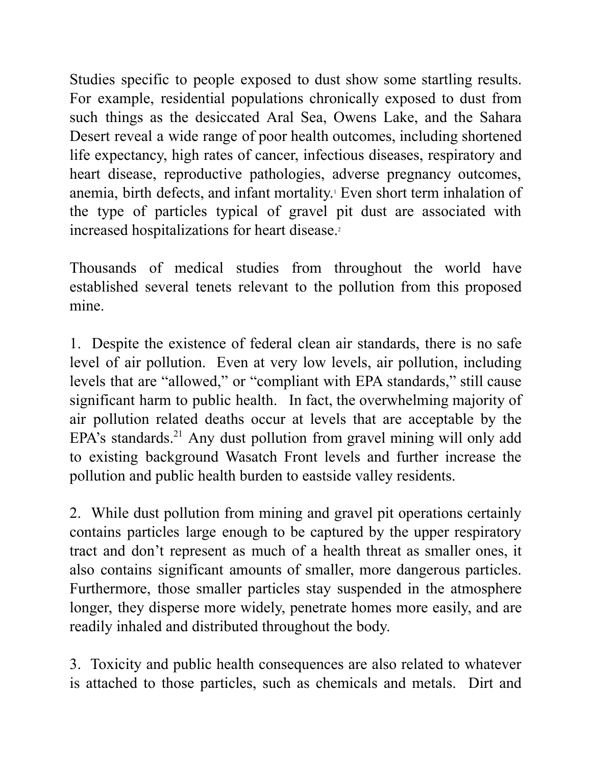Studies specific to people exposed to dust show some startling results. For example, residential populations chronically exposed to dust from such things as the desiccated Aral Sea, Owens Lake, and the Sahara Desert reveal a wide range of poor health outcomes, including shortened life expectancy, high rates of cancer, infectious diseases, respiratory and heart disease, reproductive pathologies, adverse pregnancy outcomes, anemia, birth defects, and infant mortality.[1] Even short term inhalation of the type of particles typical of gravel pit dust are associated with increased hospitalizations for heart disease.[2]

Thousands of medical studies from throughout the world have established several tenets relevant to the pollution from this proposed mine.

1. Despite the existence of federal clean air standards, there is no safe level of air pollution. Even at very low levels, air pollution, including levels that are "allowed," or "compliant with EPA standards," still cause significant harm to public health. In fact, the overwhelming majority of air pollution related deaths occur at levels that are acceptable by the EPA's standards.[21] Any dust pollution from gravel mining will only add to existing background Wasatch Front levels and further increase the pollution and public health burden to eastside valley residents.

2. While dust pollution from mining and gravel pit operations certainly contains particles large enough to be captured by the upper respiratory tract and don't represent as much of a health threat as smaller ones, it also contains significant amounts of smaller, more dangerous particles. Furthermore, those smaller particles stay suspended in the atmosphere longer, they disperse more widely, penetrate homes more easily, and are readily inhaled and distributed throughout the body.

3. Toxicity and public health consequences are also related to whatever is attached to those particles, such as chemicals and metals. Dirt and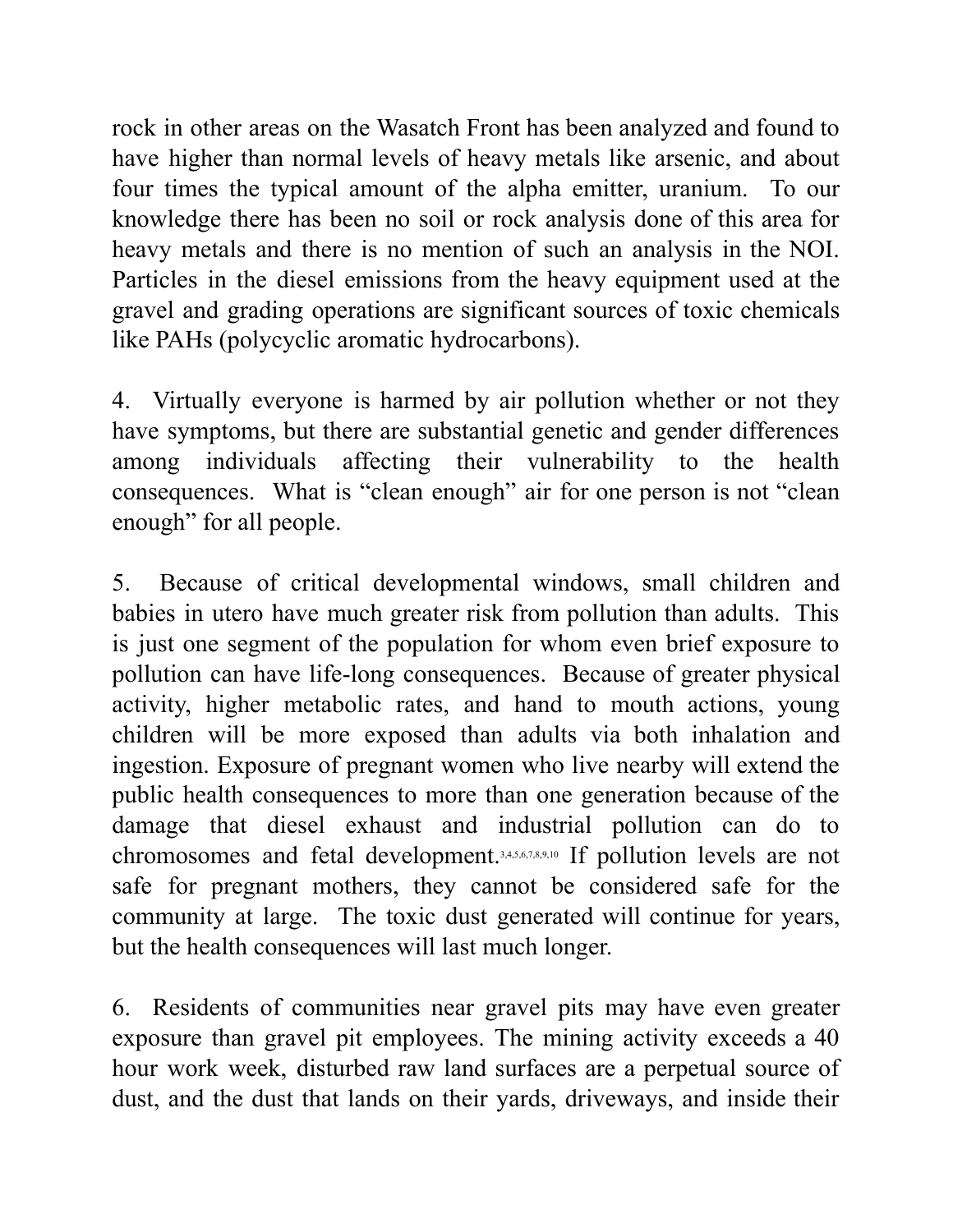rock in other areas on the Wasatch Front has been analyzed and found to have higher than normal levels of heavy metals like arsenic, and about four times the typical amount of the alpha emitter, uranium. To our knowledge there has been no soil or rock analysis done of this area for heavy metals and there is no mention of such an analysis in the NOI. Particles in the diesel emissions from the heavy equipment used at the gravel and grading operations are significant sources of toxic chemicals like PAHs (polycyclic aromatic hydrocarbons).

4. Virtually everyone is harmed by air pollution whether or not they have symptoms, but there are substantial genetic and gender differences among individuals affecting their vulnerability to the health consequences. What is "clean enough" air for one person is not "clean enough" for all people.

5. Because of critical developmental windows, small children and babies in utero have much greater risk from pollution than adults. This is just one segment of the population for whom even brief exposure to pollution can have life-long consequences. Because of greater physical activity, higher metabolic rates, and hand to mouth actions, young children will be more exposed than adults via both inhalation and ingestion. Exposure of pregnant women who live nearby will extend the public health consequences to more than one generation because of the damage that diesel exhaust and industrial pollution can do to chromosomes and fetal development.[3,4,5,6,7,8,9,10] If pollution levels are not safe for pregnant mothers, they cannot be considered safe for the community at large. The toxic dust generated will continue for years, but the health consequences will last much longer.

6. Residents of communities near gravel pits may have even greater exposure than gravel pit employees. The mining activity exceeds a 40 hour work week, disturbed raw land surfaces are a perpetual source of dust, and the dust that lands on their yards, driveways, and inside their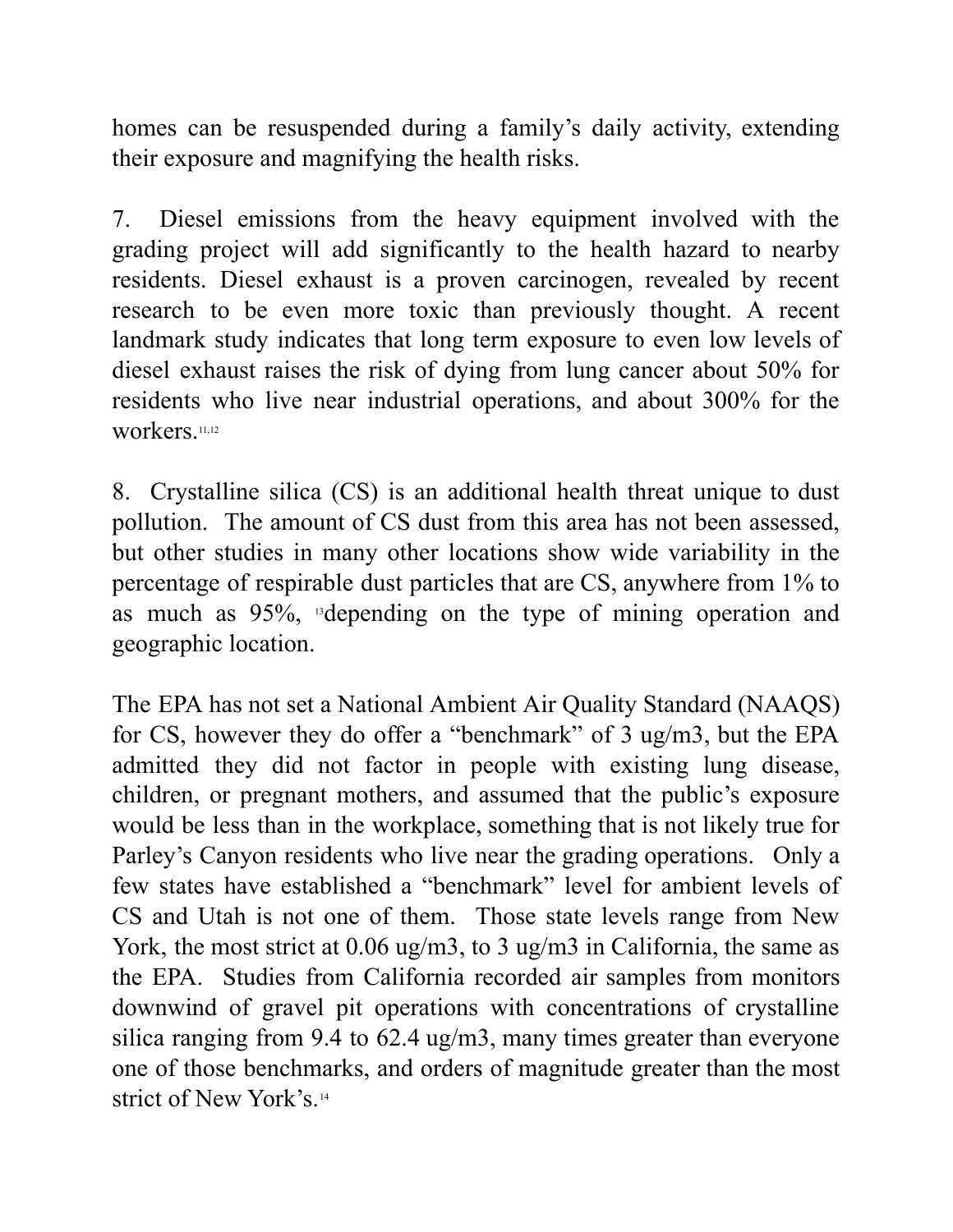homes can be resuspended during a family's daily activity, extending their exposure and magnifying the health risks.

7. Diesel emissions from the heavy equipment involved with the grading project will add significantly to the health hazard to nearby residents. Diesel exhaust is a proven carcinogen, revealed by recent research to be even more toxic than previously thought. A recent landmark study indicates that long term exposure to even low levels of diesel exhaust raises the risk of dying from lung cancer about 50% for residents who live near industrial operations, and about 300% for the workers.[11,12]

8. Crystalline silica (CS) is an additional health threat unique to dust pollution. The amount of CS dust from this area has not been assessed, but other studies in many other locations show wide variability in the percentage of respirable dust particles that are CS, anywhere from 1% to as much as 95%, [13]depending on the type of mining operation and geographic location.

The EPA has not set a National Ambient Air Quality Standard (NAAQS) for CS, however they do offer a "benchmark" of 3 ug/m3, but the EPA admitted they did not factor in people with existing lung disease, children, or pregnant mothers, and assumed that the public's exposure would be less than in the workplace, something that is not likely true for Parley's Canyon residents who live near the grading operations. Only a few states have established a "benchmark" level for ambient levels of CS and Utah is not one of them. Those state levels range from New York, the most strict at 0.06 ug/m3, to 3 ug/m3 in California, the same as the EPA. Studies from California recorded air samples from monitors downwind of gravel pit operations with concentrations of crystalline silica ranging from 9.4 to 62.4 ug/m3, many times greater than everyone one of those benchmarks, and orders of magnitude greater than the most strict of New York's.[14]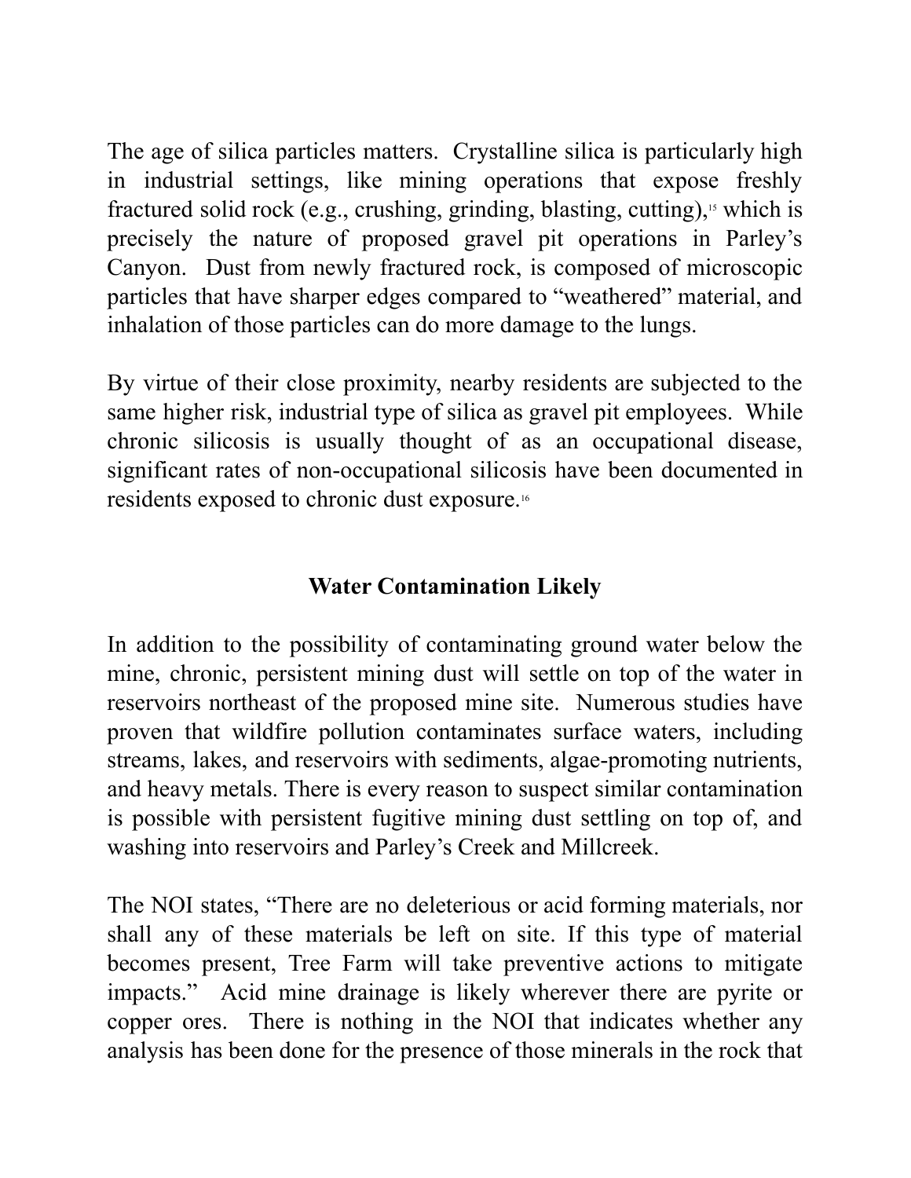The age of silica particles matters. Crystalline silica is particularly high in industrial settings, like mining operations that expose freshly fractured solid rock (e.g., crushing, grinding, blasting, cutting),[15] which is precisely the nature of proposed gravel pit operations in Parley's Canyon. Dust from newly fractured rock, is composed of microscopic particles that have sharper edges compared to "weathered" material, and inhalation of those particles can do more damage to the lungs.

By virtue of their close proximity, nearby residents are subjected to the same higher risk, industrial type of silica as gravel pit employees. While chronic silicosis is usually thought of as an occupational disease, significant rates of non-occupational silicosis have been documented in residents exposed to chronic dust exposure.[16]

## Water Contamination Likely

In addition to the possibility of contaminating ground water below the mine, chronic, persistent mining dust will settle on top of the water in reservoirs northeast of the proposed mine site. Numerous studies have proven that wildfire pollution contaminates surface waters, including streams, lakes, and reservoirs with sediments, algae-promoting nutrients, and heavy metals. There is every reason to suspect similar contamination is possible with persistent fugitive mining dust settling on top of, and washing into reservoirs and Parley's Creek and Millcreek.

The NOI states, "There are no deleterious or acid forming materials, nor shall any of these materials be left on site. If this type of material becomes present, Tree Farm will take preventive actions to mitigate impacts." Acid mine drainage is likely wherever there are pyrite or copper ores. There is nothing in the NOI that indicates whether any analysis has been done for the presence of those minerals in the rock that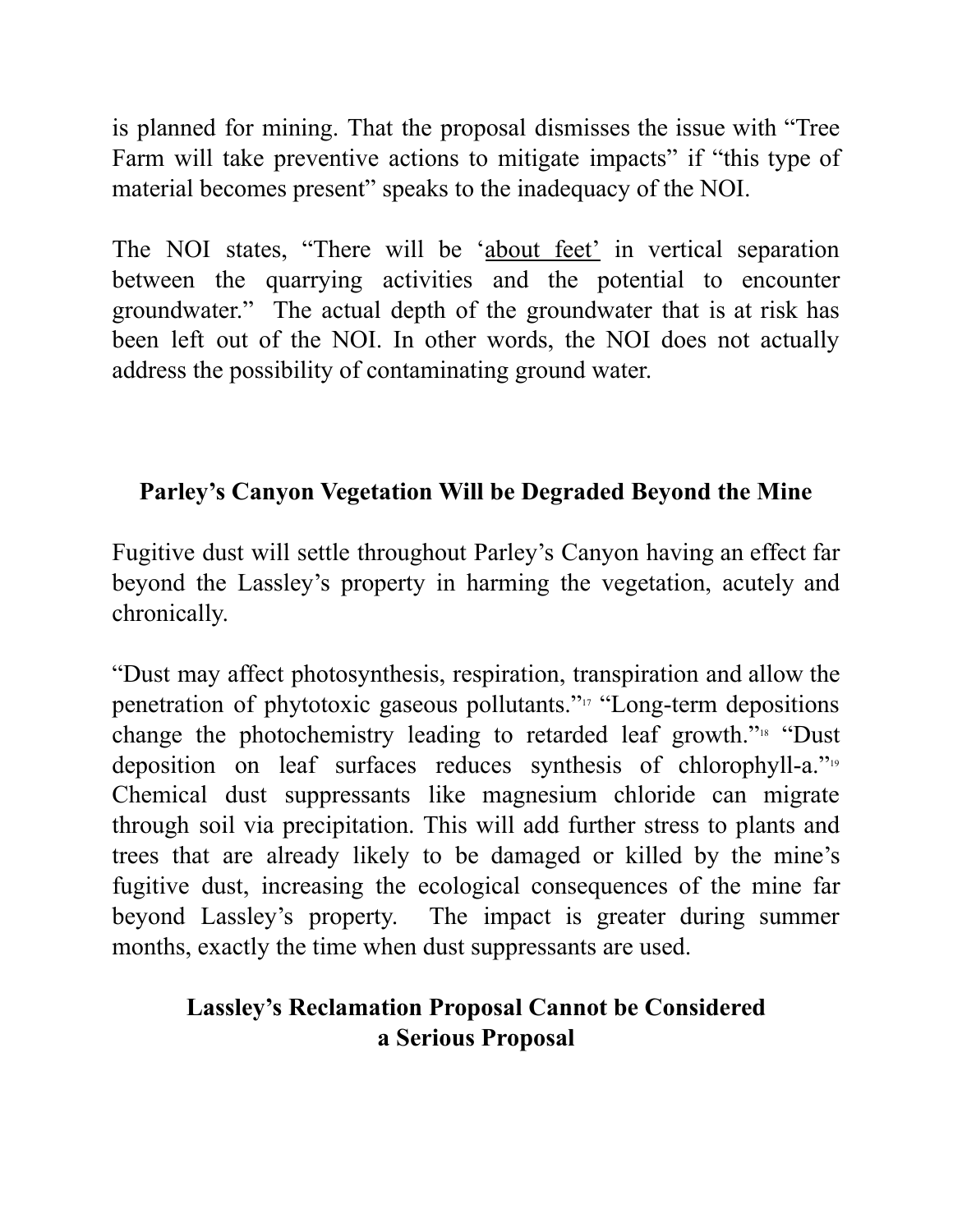is planned for mining. That the proposal dismisses the issue with "Tree Farm will take preventive actions to mitigate impacts" if "this type of material becomes present" speaks to the inadequacy of the NOI.

The NOI states, "There will be '<u>about feet</u>' in vertical separation between the quarrying activities and the potential to encounter groundwater." The actual depth of the groundwater that is at risk has been left out of the NOI. In other words, the NOI does not actually address the possibility of contaminating ground water.

## Parley's Canyon Vegetation Will be Degraded Beyond the Mine

Fugitive dust will settle throughout Parley's Canyon having an effect far beyond the Lassley's property in harming the vegetation, acutely and chronically.

"Dust may affect photosynthesis, respiration, transpiration and allow the penetration of phytotoxic gaseous pollutants."[17] "Long-term depositions change the photochemistry leading to retarded leaf growth."[18] "Dust deposition on leaf surfaces reduces synthesis of chlorophyll-a."[19] Chemical dust suppressants like magnesium chloride can migrate through soil via precipitation. This will add further stress to plants and trees that are already likely to be damaged or killed by the mine's fugitive dust, increasing the ecological consequences of the mine far beyond Lassley's property. The impact is greater during summer months, exactly the time when dust suppressants are used.

## Lassley's Reclamation Proposal Cannot be Considered a Serious Proposal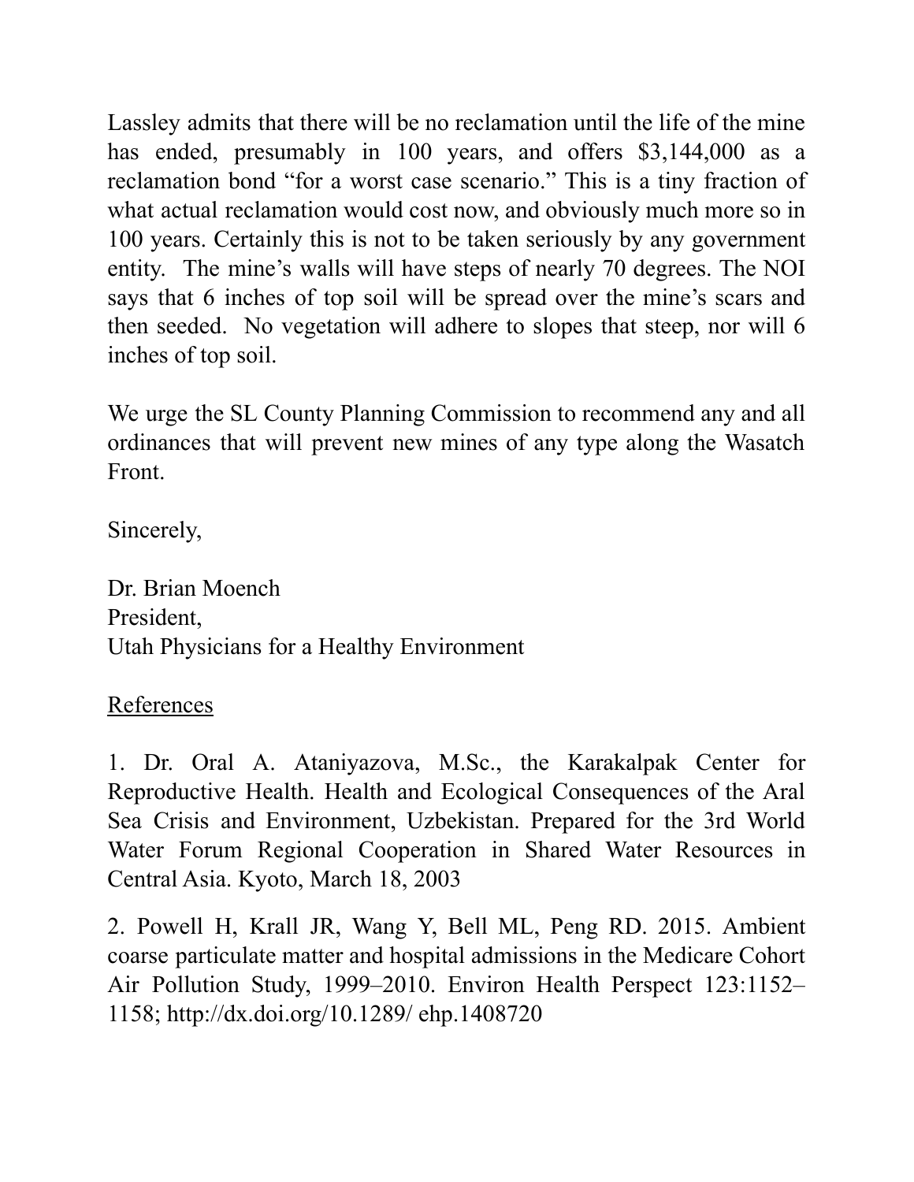Lassley admits that there will be no reclamation until the life of the mine has ended, presumably in 100 years, and offers $3,144,000 as a reclamation bond "for a worst case scenario." This is a tiny fraction of what actual reclamation would cost now, and obviously much more so in 100 years. Certainly this is not to be taken seriously by any government entity. The mine's walls will have steps of nearly 70 degrees. The NOI says that 6 inches of top soil will be spread over the mine's scars and then seeded. No vegetation will adhere to slopes that steep, nor will 6 inches of top soil.

We urge the SL County Planning Commission to recommend any and all ordinances that will prevent new mines of any type along the Wasatch Front.

Sincerely,

Dr. Brian Moench
President,
Utah Physicians for a Healthy Environment

References

1. Dr. Oral A. Ataniyazova, M.Sc., the Karakalpak Center for Reproductive Health. Health and Ecological Consequences of the Aral Sea Crisis and Environment, Uzbekistan. Prepared for the 3rd World Water Forum Regional Cooperation in Shared Water Resources in Central Asia. Kyoto, March 18, 2003

2. Powell H, Krall JR, Wang Y, Bell ML, Peng RD. 2015. Ambient coarse particulate matter and hospital admissions in the Medicare Cohort Air Pollution Study, 1999–2010. Environ Health Perspect 123:1152–1158; http://dx.doi.org/10.1289/ ehp.1408720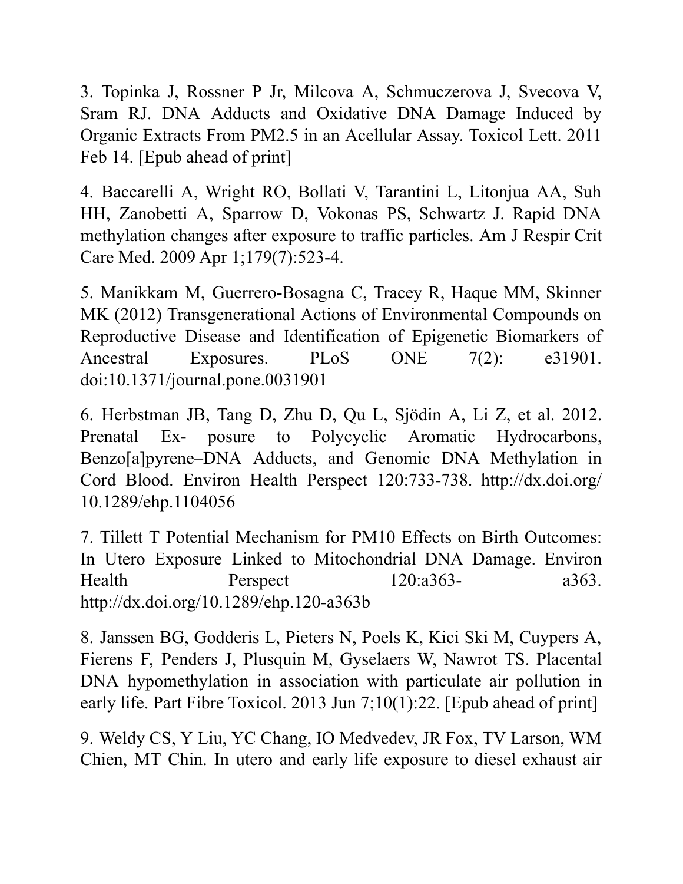3. Topinka J, Rossner P Jr, Milcova A, Schmuczerova J, Svecova V, Sram RJ. DNA Adducts and Oxidative DNA Damage Induced by Organic Extracts From PM2.5 in an Acellular Assay. Toxicol Lett. 2011 Feb 14. [Epub ahead of print]

4. Baccarelli A, Wright RO, Bollati V, Tarantini L, Litonjua AA, Suh HH, Zanobetti A, Sparrow D, Vokonas PS, Schwartz J. Rapid DNA methylation changes after exposure to traffic particles. Am J Respir Crit Care Med. 2009 Apr 1;179(7):523-4.

5. Manikkam M, Guerrero-Bosagna C, Tracey R, Haque MM, Skinner MK (2012) Transgenerational Actions of Environmental Compounds on Reproductive Disease and Identification of Epigenetic Biomarkers of Ancestral Exposures. PLoS ONE 7(2): e31901. doi:10.1371/journal.pone.0031901

6. Herbstman JB, Tang D, Zhu D, Qu L, Sjödin A, Li Z, et al. 2012. Prenatal Ex- posure to Polycyclic Aromatic Hydrocarbons, Benzo[a]pyrene–DNA Adducts, and Genomic DNA Methylation in Cord Blood. Environ Health Perspect 120:733-738. http://dx.doi.org/10.1289/ehp.1104056

7. Tillett T Potential Mechanism for PM10 Effects on Birth Outcomes: In Utero Exposure Linked to Mitochondrial DNA Damage. Environ Health Perspect 120:a363- a363. http://dx.doi.org/10.1289/ehp.120-a363b

8. Janssen BG, Godderis L, Pieters N, Poels K, Kici Ski M, Cuypers A, Fierens F, Penders J, Plusquin M, Gyselaers W, Nawrot TS. Placental DNA hypomethylation in association with particulate air pollution in early life. Part Fibre Toxicol. 2013 Jun 7;10(1):22. [Epub ahead of print]

9. Weldy CS, Y Liu, YC Chang, IO Medvedev, JR Fox, TV Larson, WM Chien, MT Chin. In utero and early life exposure to diesel exhaust air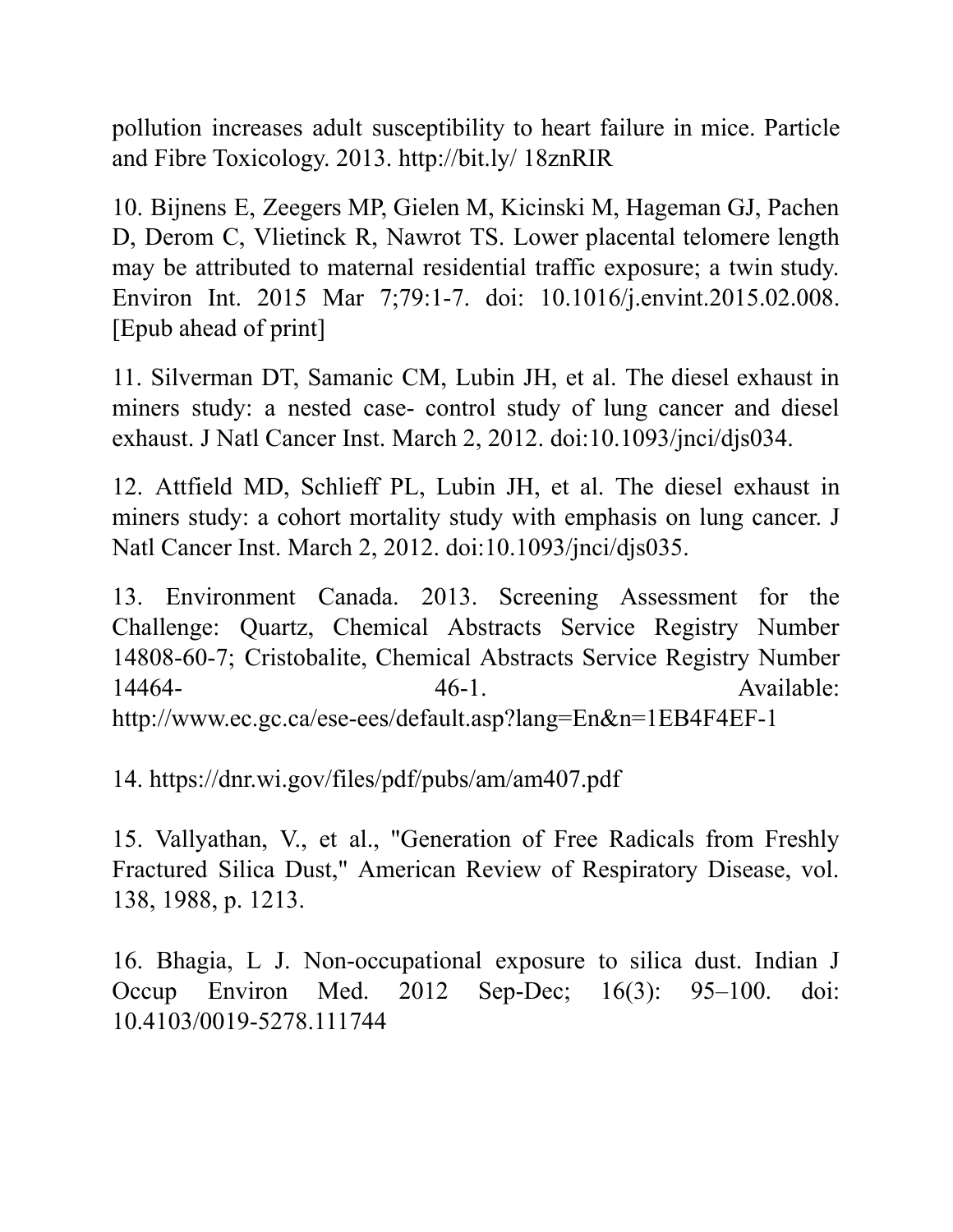pollution increases adult susceptibility to heart failure in mice. Particle and Fibre Toxicology. 2013. http://bit.ly/ 18znRIR

10. Bijnens E, Zeegers MP, Gielen M, Kicinski M, Hageman GJ, Pachen D, Derom C, Vlietinck R, Nawrot TS. Lower placental telomere length may be attributed to maternal residential traffic exposure; a twin study. Environ Int. 2015 Mar 7;79:1-7. doi: 10.1016/j.envint.2015.02.008. [Epub ahead of print]

11. Silverman DT, Samanic CM, Lubin JH, et al. The diesel exhaust in miners study: a nested case- control study of lung cancer and diesel exhaust. J Natl Cancer Inst. March 2, 2012. doi:10.1093/jnci/djs034.

12. Attfield MD, Schlieff PL, Lubin JH, et al. The diesel exhaust in miners study: a cohort mortality study with emphasis on lung cancer. J Natl Cancer Inst. March 2, 2012. doi:10.1093/jnci/djs035.

13. Environment Canada. 2013. Screening Assessment for the Challenge: Quartz, Chemical Abstracts Service Registry Number 14808-60-7; Cristobalite, Chemical Abstracts Service Registry Number 14464- 46-1. Available: http://www.ec.gc.ca/ese-ees/default.asp?lang=En&n=1EB4F4EF-1

14. https://dnr.wi.gov/files/pdf/pubs/am/am407.pdf

15. Vallyathan, V., et al., "Generation of Free Radicals from Freshly Fractured Silica Dust," American Review of Respiratory Disease, vol. 138, 1988, p. 1213.

16. Bhagia, L J. Non-occupational exposure to silica dust. Indian J Occup Environ Med. 2012 Sep-Dec; 16(3): 95–100. doi: 10.4103/0019-5278.111744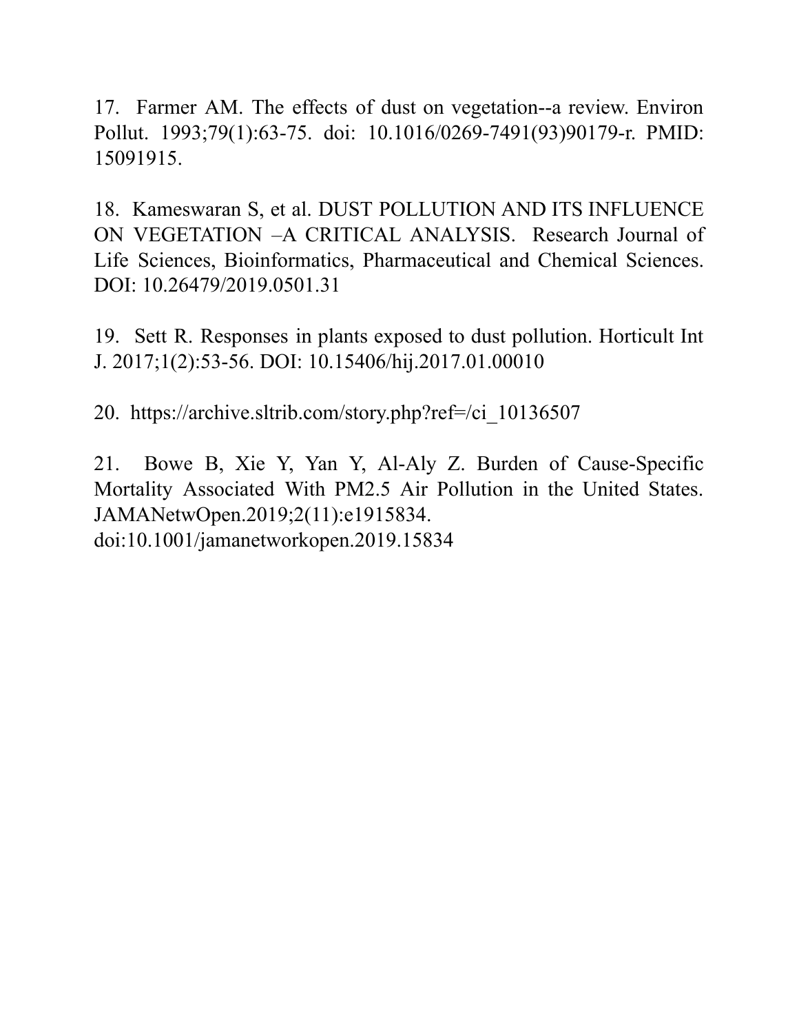17. Farmer AM. The effects of dust on vegetation--a review. Environ Pollut. 1993;79(1):63-75. doi: 10.1016/0269-7491(93)90179-r. PMID: 15091915.

18. Kameswaran S, et al. DUST POLLUTION AND ITS INFLUENCE ON VEGETATION –A CRITICAL ANALYSIS. Research Journal of Life Sciences, Bioinformatics, Pharmaceutical and Chemical Sciences. DOI: 10.26479/2019.0501.31

19. Sett R. Responses in plants exposed to dust pollution. Horticult Int J. 2017;1(2):53-56. DOI: 10.15406/hij.2017.01.00010

20. https://archive.sltrib.com/story.php?ref=/ci_10136507

21. Bowe B, Xie Y, Yan Y, Al-Aly Z. Burden of Cause-Specific Mortality Associated With PM2.5 Air Pollution in the United States. JAMANetwOpen.2019;2(11):e1915834. doi:10.1001/jamanetworkopen.2019.15834